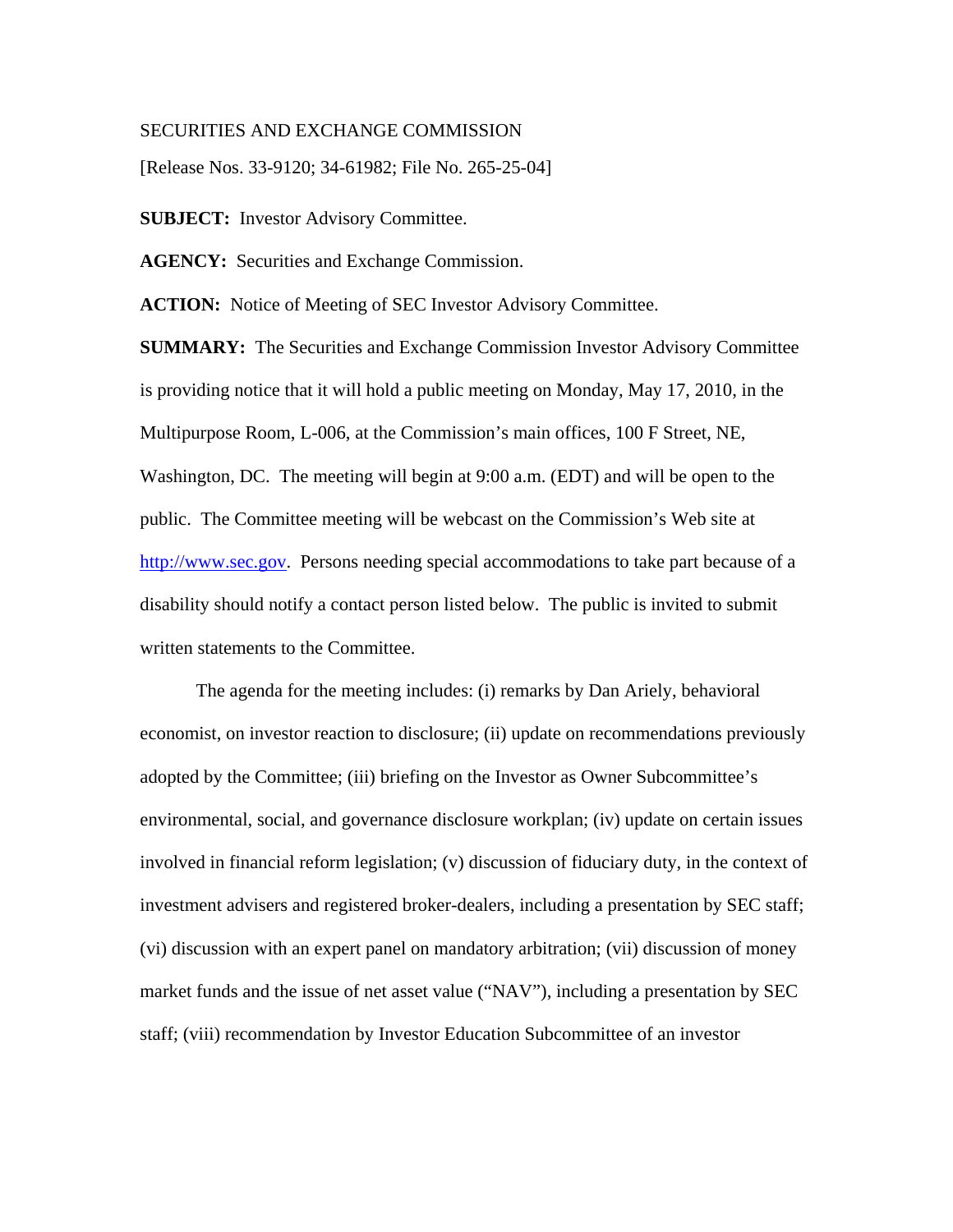SECURITIES AND EXCHANGE COMMISSION

[Release Nos. 33-9120; 34-61982; File No. 265-25-04]

**SUBJECT:** Investor Advisory Committee.

**AGENCY:** Securities and Exchange Commission.

**ACTION:** Notice of Meeting of SEC Investor Advisory Committee.

**SUMMARY:** The Securities and Exchange Commission Investor Advisory Committee is providing notice that it will hold a public meeting on Monday, May 17, 2010, in the Multipurpose Room, L-006, at the Commission's main offices, 100 F Street, NE, Washington, DC. The meeting will begin at 9:00 a.m. (EDT) and will be open to the public. The Committee meeting will be webcast on the Commission's Web site at http://www.sec.gov. Persons needing special accommodations to take part because of a disability should notify a contact person listed below. The public is invited to submit written statements to the Committee.

The agenda for the meeting includes: (i) remarks by Dan Ariely, behavioral economist, on investor reaction to disclosure; (ii) update on recommendations previously adopted by the Committee; (iii) briefing on the Investor as Owner Subcommittee's environmental, social, and governance disclosure workplan; (iv) update on certain issues involved in financial reform legislation; (v) discussion of fiduciary duty, in the context of investment advisers and registered broker-dealers, including a presentation by SEC staff; (vi) discussion with an expert panel on mandatory arbitration; (vii) discussion of money market funds and the issue of net asset value ("NAV"), including a presentation by SEC staff; (viii) recommendation by Investor Education Subcommittee of an investor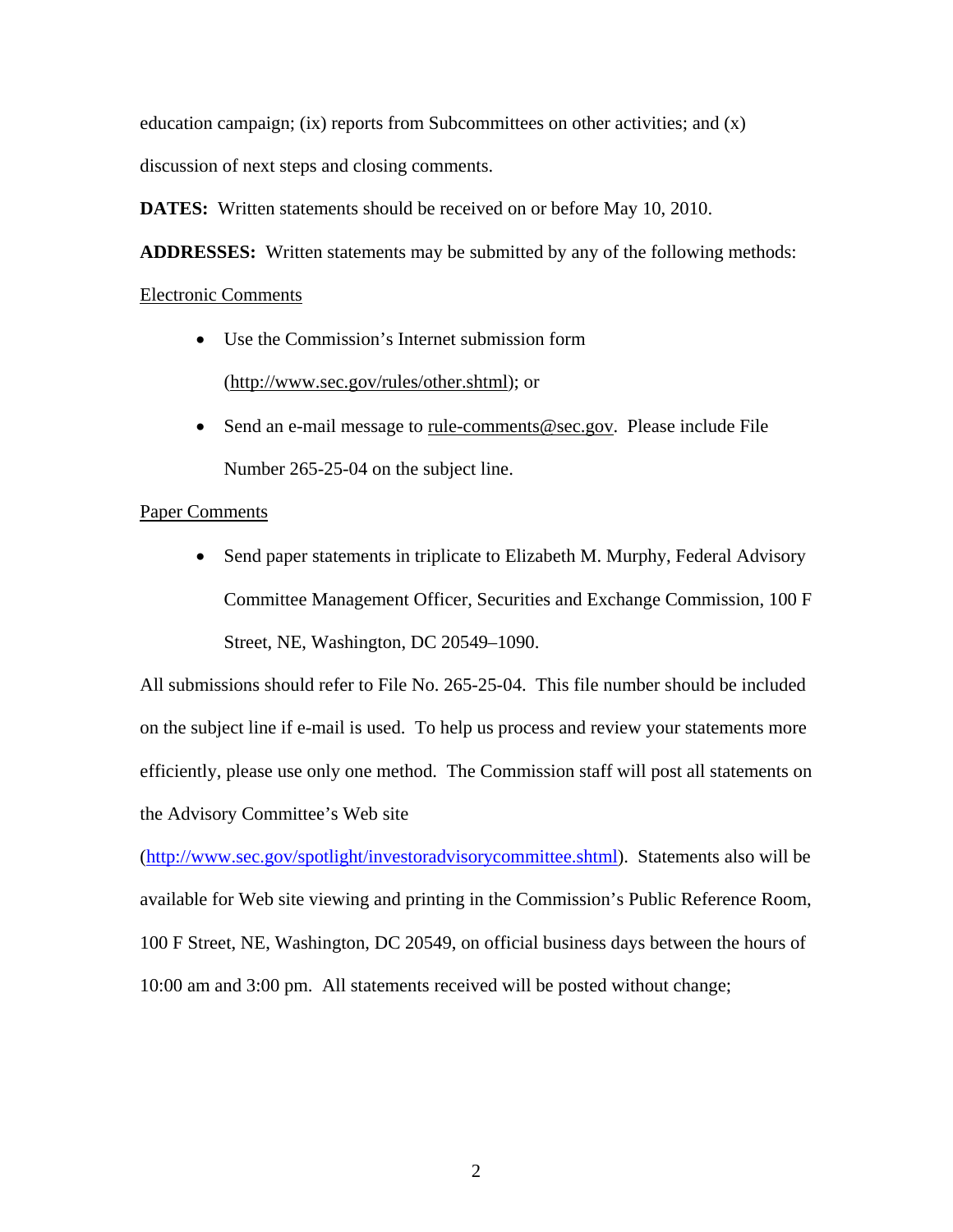education campaign; (ix) reports from Subcommittees on other activities; and (x) discussion of next steps and closing comments.

**DATES:** Written statements should be received on or before May 10, 2010.

**ADDRESSES:** Written statements may be submitted by any of the following methods:

Electronic Comments

- Use the Commission's Internet submission form (http://www.sec.gov/rules/other.shtml); or
- Send an e-mail message to rule-comments@sec.gov. Please include File Number 265-25-04 on the subject line.

Paper Comments

- Send paper statements in triplicate to Elizabeth M. Murphy, Federal Advisory Committee Management Officer, Securities and Exchange Commission, 100 F Street, NE, Washington, DC 20549–1090.

All submissions should refer to File No. 265-25-04. This file number should be included on the subject line if e-mail is used. To help us process and review your statements more efficiently, please use only one method. The Commission staff will post all statements on the Advisory Committee's Web site (http://www.sec.gov/spotlight/investoradvisorycommittee.shtml). Statements also will be available for Web site viewing and printing in the Commission's Public Reference Room, 100 F Street, NE, Washington, DC 20549, on official business days between the hours of 10:00 am and 3:00 pm. All statements received will be posted without change;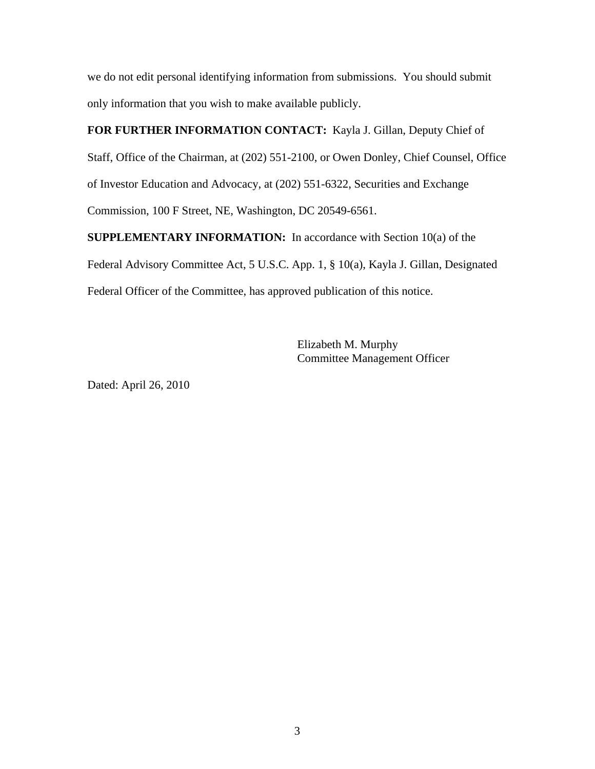we do not edit personal identifying information from submissions. You should submit only information that you wish to make available publicly.

**FOR FURTHER INFORMATION CONTACT:** Kayla J. Gillan, Deputy Chief of Staff, Office of the Chairman, at (202) 551-2100, or Owen Donley, Chief Counsel, Office of Investor Education and Advocacy, at (202) 551-6322, Securities and Exchange Commission, 100 F Street, NE, Washington, DC 20549-6561.

**SUPPLEMENTARY INFORMATION:** In accordance with Section 10(a) of the Federal Advisory Committee Act, 5 U.S.C. App. 1, § 10(a), Kayla J. Gillan, Designated Federal Officer of the Committee, has approved publication of this notice.

Elizabeth M. Murphy
Committee Management Officer

Dated: April 26, 2010